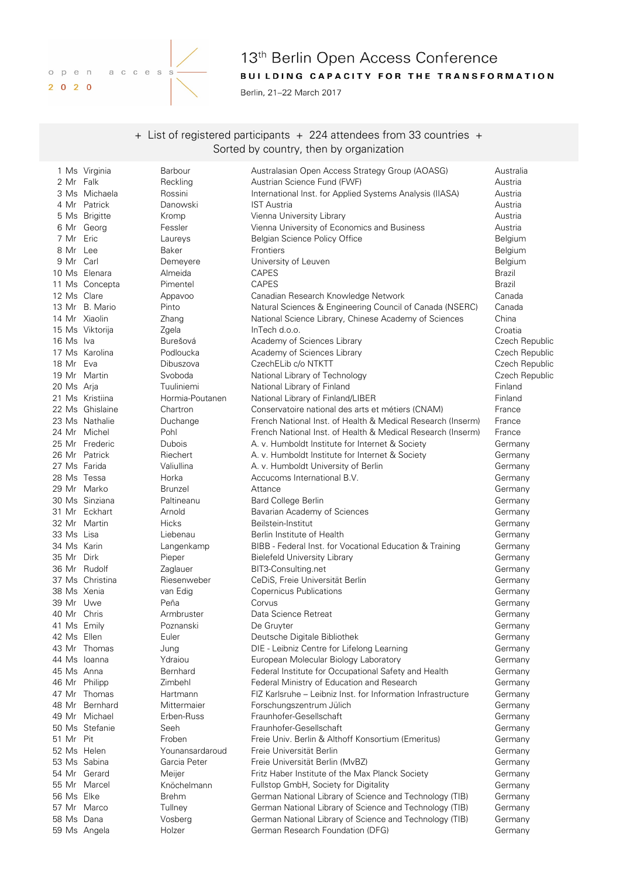open access 2020

# 13th Berlin Open Access Conference

**BUILDING CAPACITY FOR THE TRANSFORMATION**

Berlin, 21–22 March 2017

+ List of registered participants + 224 attendees from 33 countries +
Sorted by country, then by organization

| # | Title | First name | Last name | Organization | Country |
|---|---|---|---|---|---|
| 1 | Ms | Virginia | Barbour | Australasian Open Access Strategy Group (AOASG) | Australia |
| 2 | Mr | Falk | Reckling | Austrian Science Fund (FWF) | Austria |
| 3 | Ms | Michaela | Rossini | International Inst. for Applied Systems Analysis (IIASA) | Austria |
| 4 | Mr | Patrick | Danowski | IST Austria | Austria |
| 5 | Ms | Brigitte | Kromp | Vienna University Library | Austria |
| 6 | Mr | Georg | Fessler | Vienna University of Economics and Business | Austria |
| 7 | Mr | Eric | Laureys | Belgian Science Policy Office | Belgium |
| 8 | Mr | Lee | Baker | Frontiers | Belgium |
| 9 | Mr | Carl | Demeyere | University of Leuven | Belgium |
| 10 | Ms | Elenara | Almeida | CAPES | Brazil |
| 11 | Ms | Concepta | Pimentel | CAPES | Brazil |
| 12 | Ms | Clare | Appavoo | Canadian Research Knowledge Network | Canada |
| 13 | Mr | B. Mario | Pinto | Natural Sciences & Engineering Council of Canada (NSERC) | Canada |
| 14 | Mr | Xiaolin | Zhang | National Science Library, Chinese Academy of Sciences | China |
| 15 | Ms | Viktorija | Zgela | InTech d.o.o. | Croatia |
| 16 | Ms | Iva | Burešová | Academy of Sciences Library | Czech Republic |
| 17 | Ms | Karolina | Podloucka | Academy of Sciences Library | Czech Republic |
| 18 | Mr | Eva | Dibuszova | CzechELib c/o NTKTT | Czech Republic |
| 19 | Mr | Martin | Svoboda | National Library of Technology | Czech Republic |
| 20 | Ms | Arja | Tuuliniemi | National Library of Finland | Finland |
| 21 | Ms | Kristiina | Hormia-Poutanen | National Library of Finland/LIBER | Finland |
| 22 | Ms | Ghislaine | Chartron | Conservatoire national des arts et métiers (CNAM) | France |
| 23 | Ms | Nathalie | Duchange | French National Inst. of Health & Medical Research (Inserm) | France |
| 24 | Mr | Michel | Pohl | French National Inst. of Health & Medical Research (Inserm) | France |
| 25 | Mr | Frederic | Dubois | A. v. Humboldt Institute for Internet & Society | Germany |
| 26 | Mr | Patrick | Riechert | A. v. Humboldt Institute for Internet & Society | Germany |
| 27 | Ms | Farida | Valiullina | A. v. Humboldt University of Berlin | Germany |
| 28 | Ms | Tessa | Horka | Accucoms International B.V. | Germany |
| 29 | Mr | Marko | Brunzel | Attance | Germany |
| 30 | Ms | Sinziana | Paltineanu | Bard College Berlin | Germany |
| 31 | Mr | Eckhart | Arnold | Bavarian Academy of Sciences | Germany |
| 32 | Mr | Martin | Hicks | Beilstein-Institut | Germany |
| 33 | Ms | Lisa | Liebenau | Berlin Institute of Health | Germany |
| 34 | Ms | Karin | Langenkamp | BIBB - Federal Inst. for Vocational Education & Training | Germany |
| 35 | Mr | Dirk | Pieper | Bielefeld University Library | Germany |
| 36 | Mr | Rudolf | Zaglauer | BIT3-Consulting.net | Germany |
| 37 | Ms | Christina | Riesenweber | CeDiS, Freie Universität Berlin | Germany |
| 38 | Ms | Xenia | van Edig | Copernicus Publications | Germany |
| 39 | Mr | Uwe | Peña | Corvus | Germany |
| 40 | Mr | Chris | Armbruster | Data Science Retreat | Germany |
| 41 | Ms | Emily | Poznanski | De Gruyter | Germany |
| 42 | Ms | Ellen | Euler | Deutsche Digitale Bibliothek | Germany |
| 43 | Mr | Thomas | Jung | DIE - Leibniz Centre for Lifelong Learning | Germany |
| 44 | Ms | Ioanna | Ydraiou | European Molecular Biology Laboratory | Germany |
| 45 | Ms | Anna | Bernhard | Federal Institute for Occupational Safety and Health | Germany |
| 46 | Mr | Philipp | Zimbehl | Federal Ministry of Education and Research | Germany |
| 47 | Mr | Thomas | Hartmann | FIZ Karlsruhe – Leibniz Inst. for Information Infrastructure | Germany |
| 48 | Mr | Bernhard | Mittermaier | Forschungszentrum Jülich | Germany |
| 49 | Mr | Michael | Erben-Russ | Fraunhofer-Gesellschaft | Germany |
| 50 | Ms | Stefanie | Seeh | Fraunhofer-Gesellschaft | Germany |
| 51 | Mr | Pit | Froben | Freie Univ. Berlin & Althoff Konsortium (Emeritus) | Germany |
| 52 | Ms | Helen | Younansardaroud | Freie Universität Berlin | Germany |
| 53 | Ms | Sabina | Garcia Peter | Freie Universität Berlin (MvBZ) | Germany |
| 54 | Mr | Gerard | Meijer | Fritz Haber Institute of the Max Planck Society | Germany |
| 55 | Mr | Marcel | Knöchelmann | Fullstop GmbH, Society for Digitality | Germany |
| 56 | Ms | Elke | Brehm | German National Library of Science and Technology (TIB) | Germany |
| 57 | Mr | Marco | Tullney | German National Library of Science and Technology (TIB) | Germany |
| 58 | Ms | Dana | Vosberg | German National Library of Science and Technology (TIB) | Germany |
| 59 | Ms | Angela | Holzer | German Research Foundation (DFG) | Germany |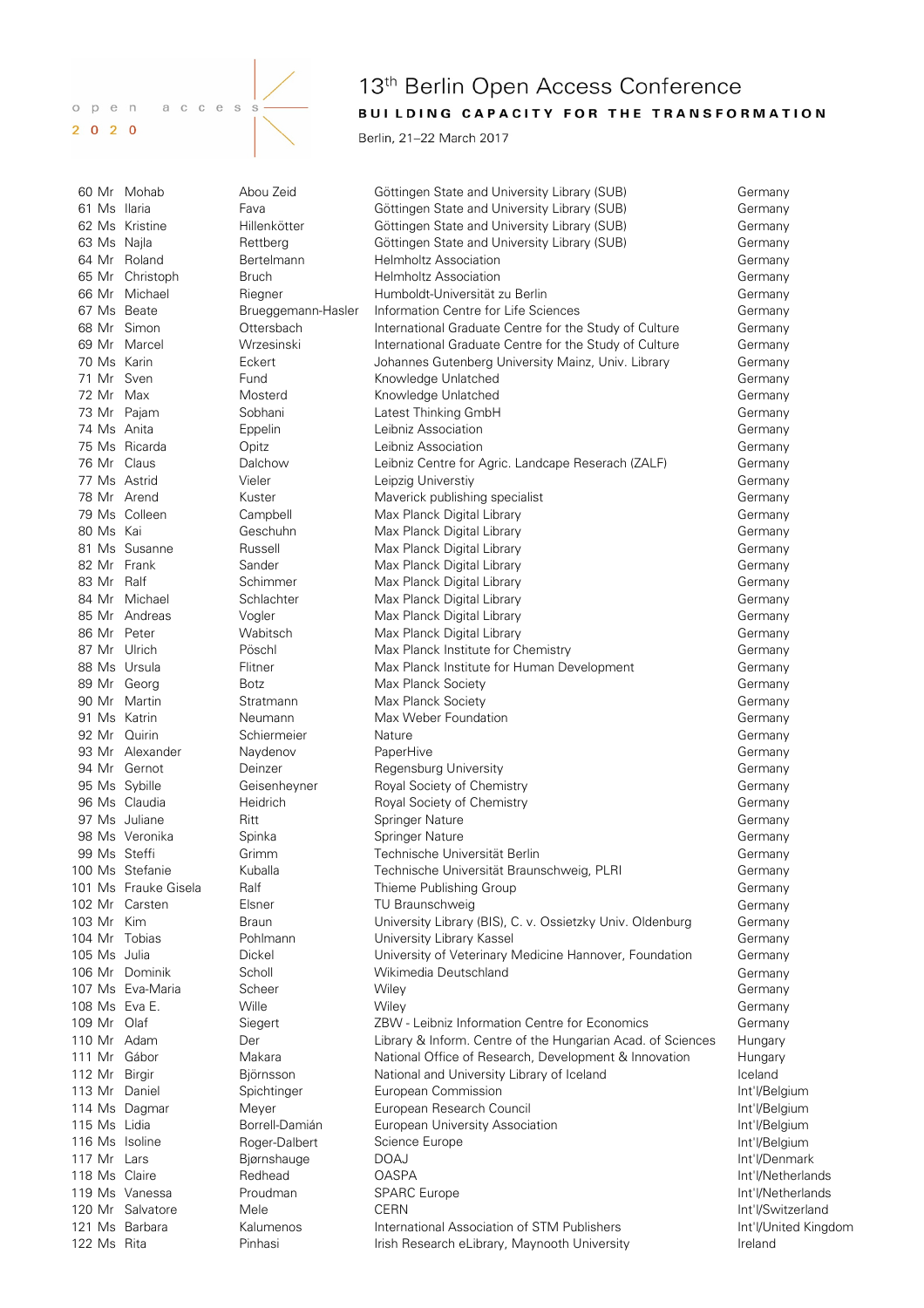# 13th Berlin Open Access Conference

**BUILDING CAPACITY FOR THE TRANSFORMATION**

Berlin, 21–22 March 2017

| | | | | | |
|---|---|---|---|---|---|
| 60 | Mr | Mohab | Abou Zeid | Göttingen State and University Library (SUB) | Germany |
| 61 | Ms | Ilaria | Fava | Göttingen State and University Library (SUB) | Germany |
| 62 | Ms | Kristine | Hillenkötter | Göttingen State and University Library (SUB) | Germany |
| 63 | Ms | Najla | Rettberg | Göttingen State and University Library (SUB) | Germany |
| 64 | Mr | Roland | Bertelmann | Helmholtz Association | Germany |
| 65 | Mr | Christoph | Bruch | Helmholtz Association | Germany |
| 66 | Mr | Michael | Riegner | Humboldt-Universität zu Berlin | Germany |
| 67 | Ms | Beate | Brueggemann-Hasler | Information Centre for Life Sciences | Germany |
| 68 | Mr | Simon | Ottersbach | International Graduate Centre for the Study of Culture | Germany |
| 69 | Mr | Marcel | Wrzesinski | International Graduate Centre for the Study of Culture | Germany |
| 70 | Ms | Karin | Eckert | Johannes Gutenberg University Mainz, Univ. Library | Germany |
| 71 | Mr | Sven | Fund | Knowledge Unlatched | Germany |
| 72 | Mr | Max | Mosterd | Knowledge Unlatched | Germany |
| 73 | Mr | Pajam | Sobhani | Latest Thinking GmbH | Germany |
| 74 | Ms | Anita | Eppelin | Leibniz Association | Germany |
| 75 | Ms | Ricarda | Opitz | Leibniz Association | Germany |
| 76 | Mr | Claus | Dalchow | Leibniz Centre for Agric. Landcape Reserach (ZALF) | Germany |
| 77 | Ms | Astrid | Vieler | Leipzig Universtiy | Germany |
| 78 | Mr | Arend | Kuster | Maverick publishing specialist | Germany |
| 79 | Ms | Colleen | Campbell | Max Planck Digital Library | Germany |
| 80 | Ms | Kai | Geschuhn | Max Planck Digital Library | Germany |
| 81 | Ms | Susanne | Russell | Max Planck Digital Library | Germany |
| 82 | Mr | Frank | Sander | Max Planck Digital Library | Germany |
| 83 | Mr | Ralf | Schimmer | Max Planck Digital Library | Germany |
| 84 | Mr | Michael | Schlachter | Max Planck Digital Library | Germany |
| 85 | Mr | Andreas | Vogler | Max Planck Digital Library | Germany |
| 86 | Mr | Peter | Wabitsch | Max Planck Digital Library | Germany |
| 87 | Mr | Ulrich | Pöschl | Max Planck Institute for Chemistry | Germany |
| 88 | Ms | Ursula | Flitner | Max Planck Institute for Human Development | Germany |
| 89 | Mr | Georg | Botz | Max Planck Society | Germany |
| 90 | Mr | Martin | Stratmann | Max Planck Society | Germany |
| 91 | Ms | Katrin | Neumann | Max Weber Foundation | Germany |
| 92 | Mr | Quirin | Schiermeier | Nature | Germany |
| 93 | Mr | Alexander | Naydenov | PaperHive | Germany |
| 94 | Mr | Gernot | Deinzer | Regensburg University | Germany |
| 95 | Ms | Sybille | Geisenheyner | Royal Society of Chemistry | Germany |
| 96 | Ms | Claudia | Heidrich | Royal Society of Chemistry | Germany |
| 97 | Ms | Juliane | Ritt | Springer Nature | Germany |
| 98 | Ms | Veronika | Spinka | Springer Nature | Germany |
| 99 | Ms | Steffi | Grimm | Technische Universität Berlin | Germany |
| 100 | Ms | Stefanie | Kuballa | Technische Universität Braunschweig, PLRI | Germany |
| 101 | Ms | Frauke Gisela | Ralf | Thieme Publishing Group | Germany |
| 102 | Mr | Carsten | Elsner | TU Braunschweig | Germany |
| 103 | Mr | Kim | Braun | University Library (BIS), C. v. Ossietzky Univ. Oldenburg | Germany |
| 104 | Mr | Tobias | Pohlmann | University Library Kassel | Germany |
| 105 | Ms | Julia | Dickel | University of Veterinary Medicine Hannover, Foundation | Germany |
| 106 | Mr | Dominik | Scholl | Wikimedia Deutschland | Germany |
| 107 | Ms | Eva-Maria | Scheer | Wiley | Germany |
| 108 | Ms | Eva E. | Wille | Wiley | Germany |
| 109 | Mr | Olaf | Siegert | ZBW - Leibniz Information Centre for Economics | Germany |
| 110 | Mr | Adam | Der | Library & Inform. Centre of the Hungarian Acad. of Sciences | Hungary |
| 111 | Mr | Gábor | Makara | National Office of Research, Development & Innovation | Hungary |
| 112 | Mr | Birgir | Björnsson | National and University Library of Iceland | Iceland |
| 113 | Mr | Daniel | Spichtinger | European Commission | Int'l/Belgium |
| 114 | Ms | Dagmar | Meyer | European Research Council | Int'l/Belgium |
| 115 | Ms | Lidia | Borrell-Damián | European University Association | Int'l/Belgium |
| 116 | Ms | Isoline | Roger-Dalbert | Science Europe | Int'l/Belgium |
| 117 | Mr | Lars | Bjørnshauge | DOAJ | Int'l/Denmark |
| 118 | Ms | Claire | Redhead | OASPA | Int'l/Netherlands |
| 119 | Ms | Vanessa | Proudman | SPARC Europe | Int'l/Netherlands |
| 120 | Mr | Salvatore | Mele | CERN | Int'l/Switzerland |
| 121 | Ms | Barbara | Kalumenos | International Association of STM Publishers | Int'l/United Kingdom |
| 122 | Ms | Rita | Pinhasi | Irish Research eLibrary, Maynooth University | Ireland |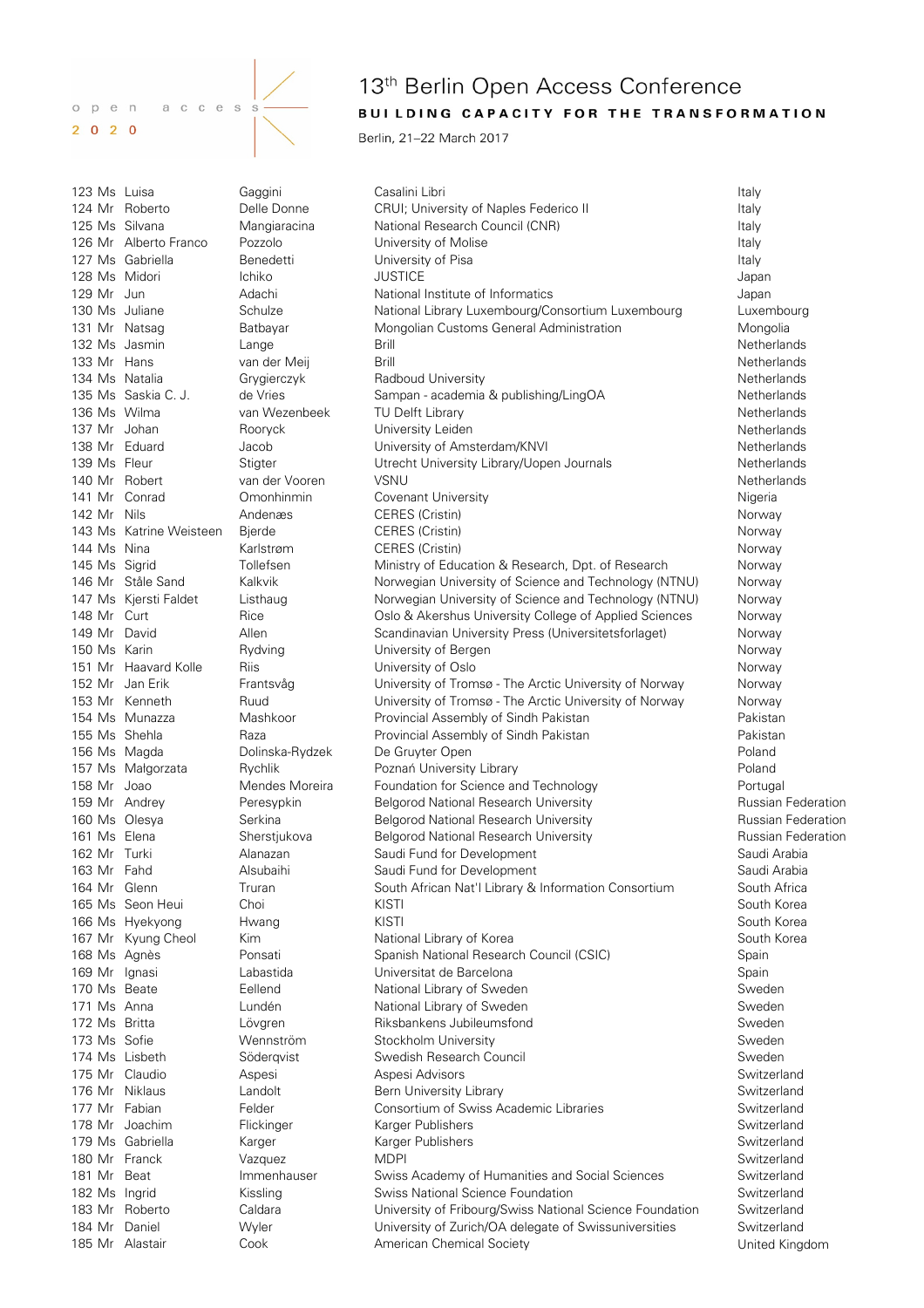# 13th Berlin Open Access Conference

**BUILDING CAPACITY FOR THE TRANSFORMATION**

Berlin, 21–22 March 2017

| | | | | | |
|---|---|---|---|---|---|
| 123 | Ms | Luisa | Gaggini | Casalini Libri | Italy |
| 124 | Mr | Roberto | Delle Donne | CRUI; University of Naples Federico II | Italy |
| 125 | Ms | Silvana | Mangiaracina | National Research Council (CNR) | Italy |
| 126 | Mr | Alberto Franco | Pozzolo | University of Molise | Italy |
| 127 | Ms | Gabriella | Benedetti | University of Pisa | Italy |
| 128 | Ms | Midori | Ichiko | JUSTICE | Japan |
| 129 | Mr | Jun | Adachi | National Institute of Informatics | Japan |
| 130 | Ms | Juliane | Schulze | National Library Luxembourg/Consortium Luxembourg | Luxembourg |
| 131 | Mr | Natsag | Batbayar | Mongolian Customs General Administration | Mongolia |
| 132 | Ms | Jasmin | Lange | Brill | Netherlands |
| 133 | Mr | Hans | van der Meij | Brill | Netherlands |
| 134 | Ms | Natalia | Grygierczyk | Radboud University | Netherlands |
| 135 | Ms | Saskia C. J. | de Vries | Sampan - academia & publishing/LingOA | Netherlands |
| 136 | Ms | Wilma | van Wezenbeek | TU Delft Library | Netherlands |
| 137 | Mr | Johan | Rooryck | University Leiden | Netherlands |
| 138 | Mr | Eduard | Jacob | University of Amsterdam/KNVI | Netherlands |
| 139 | Ms | Fleur | Stigter | Utrecht University Library/Uopen Journals | Netherlands |
| 140 | Mr | Robert | van der Vooren | VSNU | Netherlands |
| 141 | Mr | Conrad | Omonhinmin | Covenant University | Nigeria |
| 142 | Mr | Nils | Andenæs | CERES (Cristin) | Norway |
| 143 | Ms | Katrine Weisteen | Bjerde | CERES (Cristin) | Norway |
| 144 | Ms | Nina | Karlstrøm | CERES (Cristin) | Norway |
| 145 | Ms | Sigrid | Tollefsen | Ministry of Education & Research, Dpt. of Research | Norway |
| 146 | Mr | Ståle Sand | Kalkvik | Norwegian University of Science and Technology (NTNU) | Norway |
| 147 | Ms | Kjersti Faldet | Listhaug | Norwegian University of Science and Technology (NTNU) | Norway |
| 148 | Mr | Curt | Rice | Oslo & Akershus University College of Applied Sciences | Norway |
| 149 | Mr | David | Allen | Scandinavian University Press (Universitetsforlaget) | Norway |
| 150 | Ms | Karin | Rydving | University of Bergen | Norway |
| 151 | Mr | Haavard Kolle | Riis | University of Oslo | Norway |
| 152 | Mr | Jan Erik | Frantsvåg | University of Tromsø - The Arctic University of Norway | Norway |
| 153 | Mr | Kenneth | Ruud | University of Tromsø - The Arctic University of Norway | Norway |
| 154 | Ms | Munazza | Mashkoor | Provincial Assembly of Sindh Pakistan | Pakistan |
| 155 | Ms | Shehla | Raza | Provincial Assembly of Sindh Pakistan | Pakistan |
| 156 | Ms | Magda | Dolinska-Rydzek | De Gruyter Open | Poland |
| 157 | Ms | Małgorzata | Rychlik | Poznań University Library | Poland |
| 158 | Mr | Joao | Mendes Moreira | Foundation for Science and Technology | Portugal |
| 159 | Mr | Andrey | Peresypkin | Belgorod National Research University | Russian Federation |
| 160 | Ms | Olesya | Serkina | Belgorod National Research University | Russian Federation |
| 161 | Ms | Elena | Sherstjukova | Belgorod National Research University | Russian Federation |
| 162 | Mr | Turki | Alanazan | Saudi Fund for Development | Saudi Arabia |
| 163 | Mr | Fahd | Alsubaihi | Saudi Fund for Development | Saudi Arabia |
| 164 | Mr | Glenn | Truran | South African Nat'l Library & Information Consortium | South Africa |
| 165 | Ms | Seon Heui | Choi | KISTI | South Korea |
| 166 | Ms | Hyekyong | Hwang | KISTI | South Korea |
| 167 | Mr | Kyung Cheol | Kim | National Library of Korea | South Korea |
| 168 | Ms | Agnès | Ponsati | Spanish National Research Council (CSIC) | Spain |
| 169 | Mr | Ignasi | Labastida | Universitat de Barcelona | Spain |
| 170 | Ms | Beate | Eellend | National Library of Sweden | Sweden |
| 171 | Ms | Anna | Lundén | National Library of Sweden | Sweden |
| 172 | Ms | Britta | Lövgren | Riksbankens Jubileumsfond | Sweden |
| 173 | Ms | Sofie | Wennström | Stockholm University | Sweden |
| 174 | Ms | Lisbeth | Söderqvist | Swedish Research Council | Sweden |
| 175 | Mr | Claudio | Aspesi | Aspesi Advisors | Switzerland |
| 176 | Mr | Niklaus | Landolt | Bern University Library | Switzerland |
| 177 | Mr | Fabian | Felder | Consortium of Swiss Academic Libraries | Switzerland |
| 178 | Mr | Joachim | Flickinger | Karger Publishers | Switzerland |
| 179 | Ms | Gabriella | Karger | Karger Publishers | Switzerland |
| 180 | Mr | Franck | Vazquez | MDPI | Switzerland |
| 181 | Mr | Beat | Immenhauser | Swiss Academy of Humanities and Social Sciences | Switzerland |
| 182 | Ms | Ingrid | Kissling | Swiss National Science Foundation | Switzerland |
| 183 | Mr | Roberto | Caldara | University of Fribourg/Swiss National Science Foundation | Switzerland |
| 184 | Mr | Daniel | Wyler | University of Zurich/OA delegate of Swissuniversities | Switzerland |
| 185 | Mr | Alastair | Cook | American Chemical Society | United Kingdom |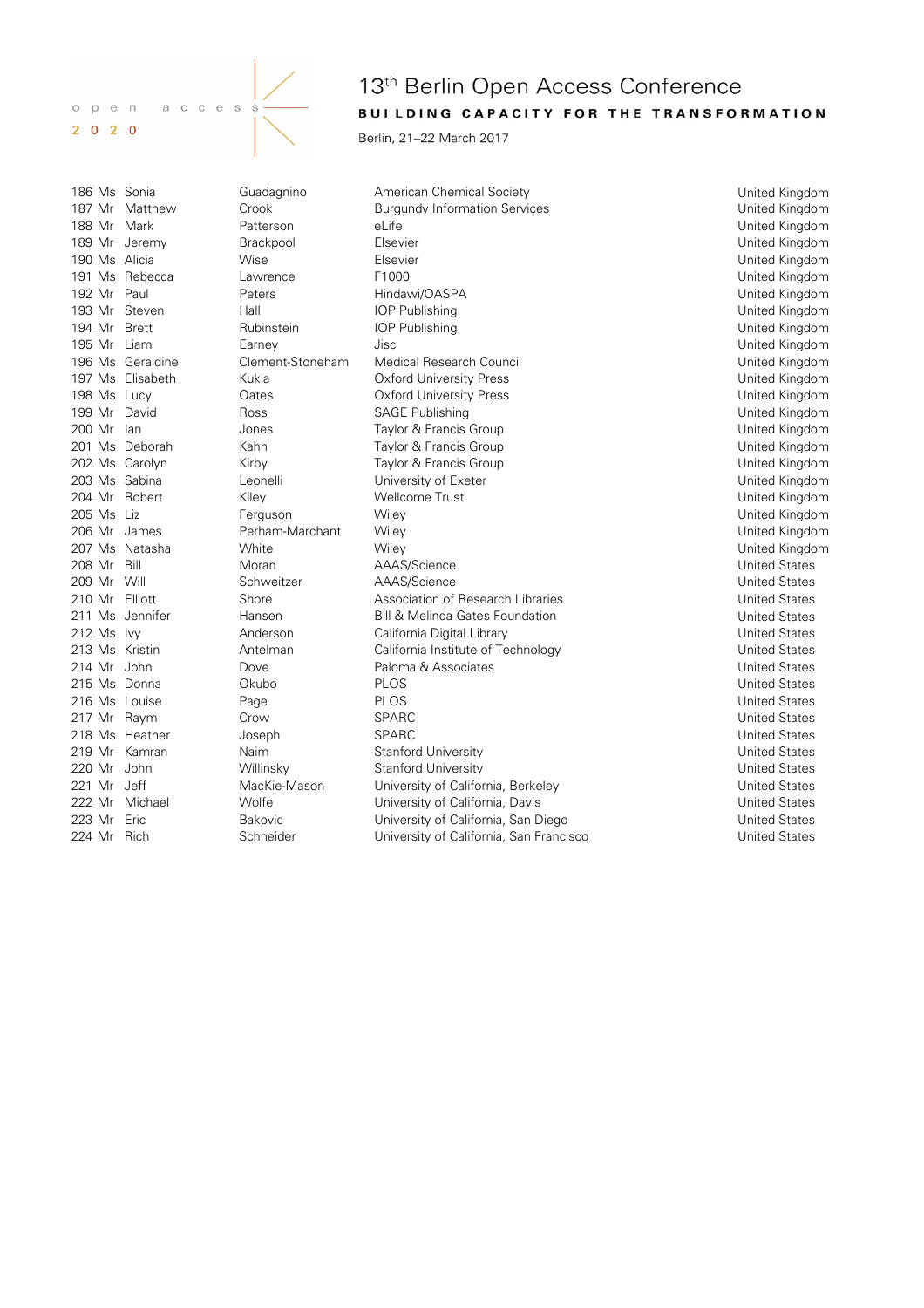# 13th Berlin Open Access Conference

**BUILDING CAPACITY FOR THE TRANSFORMATION**

Berlin, 21–22 March 2017

| | | | | | |
|---|---|---|---|---|---|
| 186 | Ms | Sonia | Guadagnino | American Chemical Society | United Kingdom |
| 187 | Mr | Matthew | Crook | Burgundy Information Services | United Kingdom |
| 188 | Mr | Mark | Patterson | eLife | United Kingdom |
| 189 | Mr | Jeremy | Brackpool | Elsevier | United Kingdom |
| 190 | Ms | Alicia | Wise | Elsevier | United Kingdom |
| 191 | Ms | Rebecca | Lawrence | F1000 | United Kingdom |
| 192 | Mr | Paul | Peters | Hindawi/OASPA | United Kingdom |
| 193 | Mr | Steven | Hall | IOP Publishing | United Kingdom |
| 194 | Mr | Brett | Rubinstein | IOP Publishing | United Kingdom |
| 195 | Mr | Liam | Earney | Jisc | United Kingdom |
| 196 | Ms | Geraldine | Clement-Stoneham | Medical Research Council | United Kingdom |
| 197 | Ms | Elisabeth | Kukla | Oxford University Press | United Kingdom |
| 198 | Ms | Lucy | Oates | Oxford University Press | United Kingdom |
| 199 | Mr | David | Ross | SAGE Publishing | United Kingdom |
| 200 | Mr | Ian | Jones | Taylor & Francis Group | United Kingdom |
| 201 | Ms | Deborah | Kahn | Taylor & Francis Group | United Kingdom |
| 202 | Ms | Carolyn | Kirby | Taylor & Francis Group | United Kingdom |
| 203 | Ms | Sabina | Leonelli | University of Exeter | United Kingdom |
| 204 | Mr | Robert | Kiley | Wellcome Trust | United Kingdom |
| 205 | Ms | Liz | Ferguson | Wiley | United Kingdom |
| 206 | Mr | James | Perham-Marchant | Wiley | United Kingdom |
| 207 | Ms | Natasha | White | Wiley | United Kingdom |
| 208 | Mr | Bill | Moran | AAAS/Science | United States |
| 209 | Mr | Will | Schweitzer | AAAS/Science | United States |
| 210 | Mr | Elliott | Shore | Association of Research Libraries | United States |
| 211 | Ms | Jennifer | Hansen | Bill & Melinda Gates Foundation | United States |
| 212 | Ms | Ivy | Anderson | California Digital Library | United States |
| 213 | Ms | Kristin | Antelman | California Institute of Technology | United States |
| 214 | Mr | John | Dove | Paloma & Associates | United States |
| 215 | Ms | Donna | Okubo | PLOS | United States |
| 216 | Ms | Louise | Page | PLOS | United States |
| 217 | Mr | Raym | Crow | SPARC | United States |
| 218 | Ms | Heather | Joseph | SPARC | United States |
| 219 | Mr | Kamran | Naim | Stanford University | United States |
| 220 | Mr | John | Willinsky | Stanford University | United States |
| 221 | Mr | Jeff | MacKie-Mason | University of California, Berkeley | United States |
| 222 | Mr | Michael | Wolfe | University of California, Davis | United States |
| 223 | Mr | Eric | Bakovic | University of California, San Diego | United States |
| 224 | Mr | Rich | Schneider | University of California, San Francisco | United States |